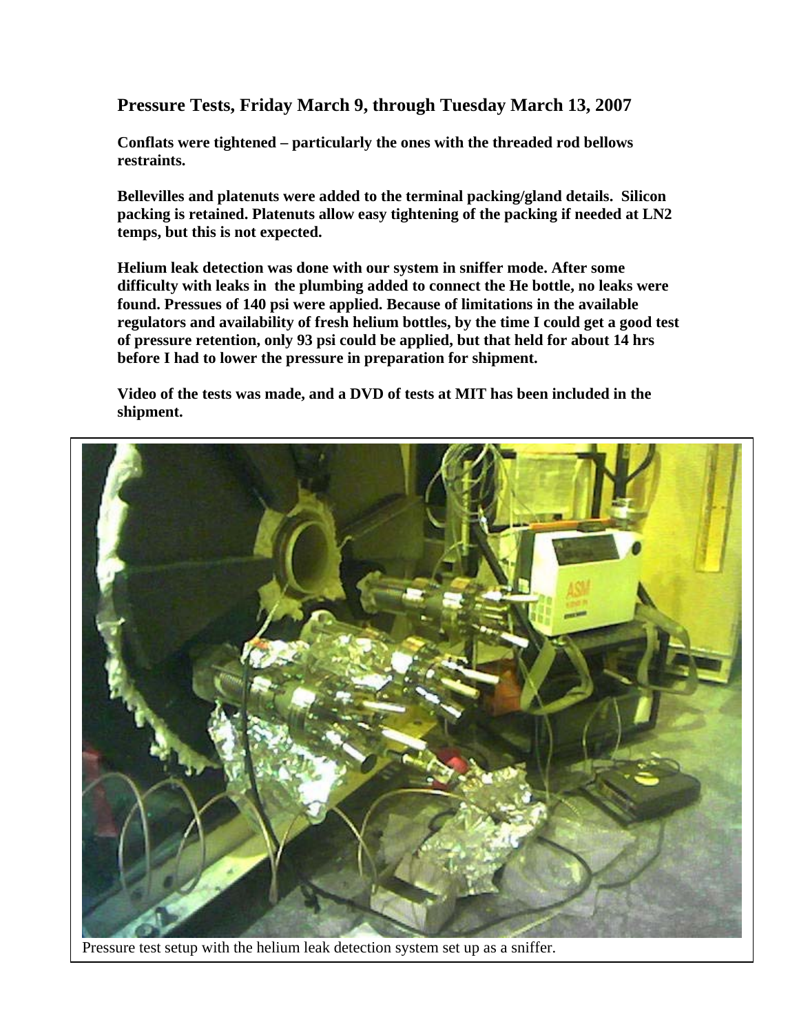## Pressure Tests, Friday March 9, through Tuesday March 13, 2007

**Conflats were tightened – particularly the ones with the threaded rod bellows restraints.**

**Bellevilles and platenuts were added to the terminal packing/gland details. Silicon packing is retained. Platenuts allow easy tightening of the packing if needed at LN2 temps, but this is not expected.**

**Helium leak detection was done with our system in sniffer mode. After some difficulty with leaks in the plumbing added to connect the He bottle, no leaks were found. Pressues of 140 psi were applied. Because of limitations in the available regulators and availability of fresh helium bottles, by the time I could get a good test of pressure retention, only 93 psi could be applied, but that held for about 14 hrs before I had to lower the pressure in preparation for shipment.**

**Video of the tests was made, and a DVD of tests at MIT has been included in the shipment.**

Pressure test setup with the helium leak detection system set up as a sniffer.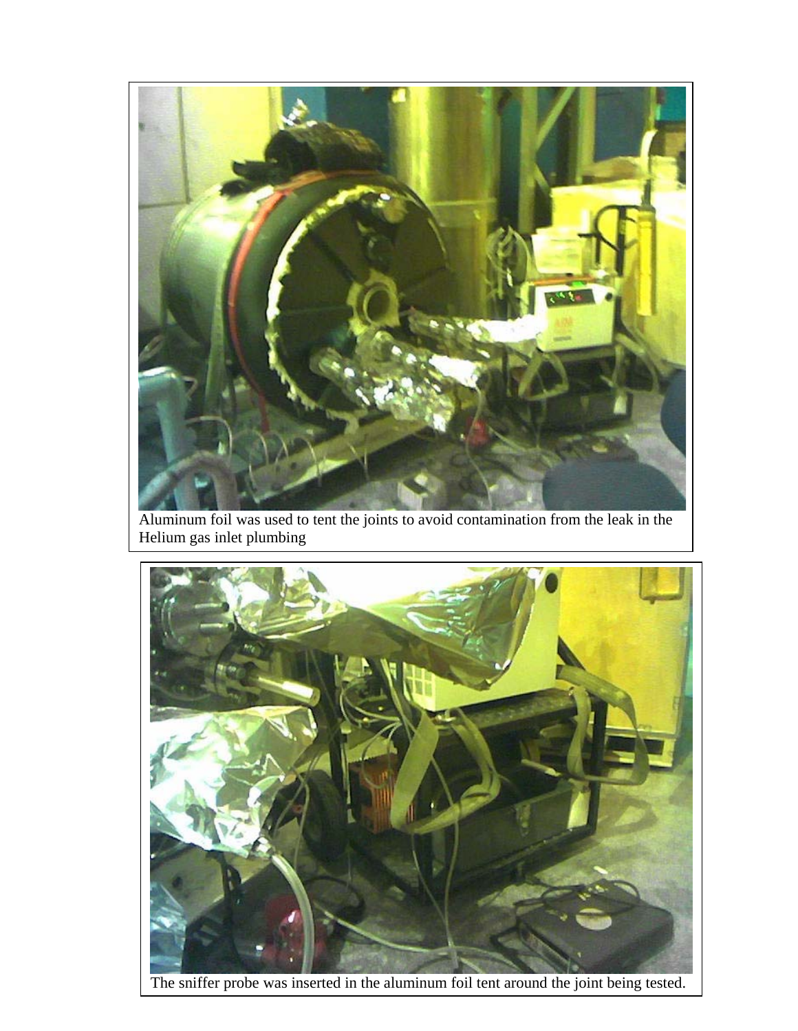Aluminum foil was used to tent the joints to avoid contamination from the leak in the Helium gas inlet plumbing

The sniffer probe was inserted in the aluminum foil tent around the joint being tested.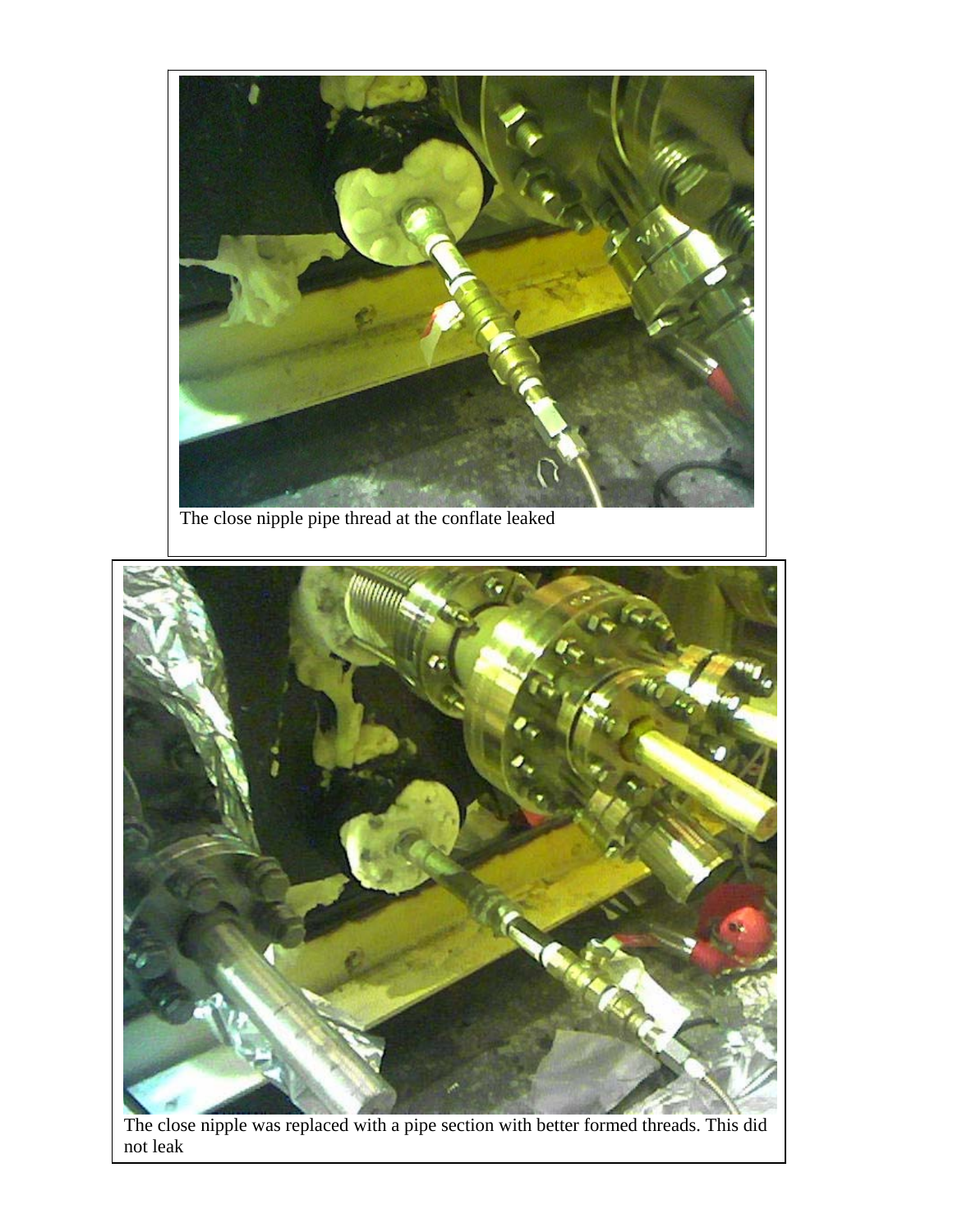The close nipple pipe thread at the conflate leaked

The close nipple was replaced with a pipe section with better formed threads. This did not leak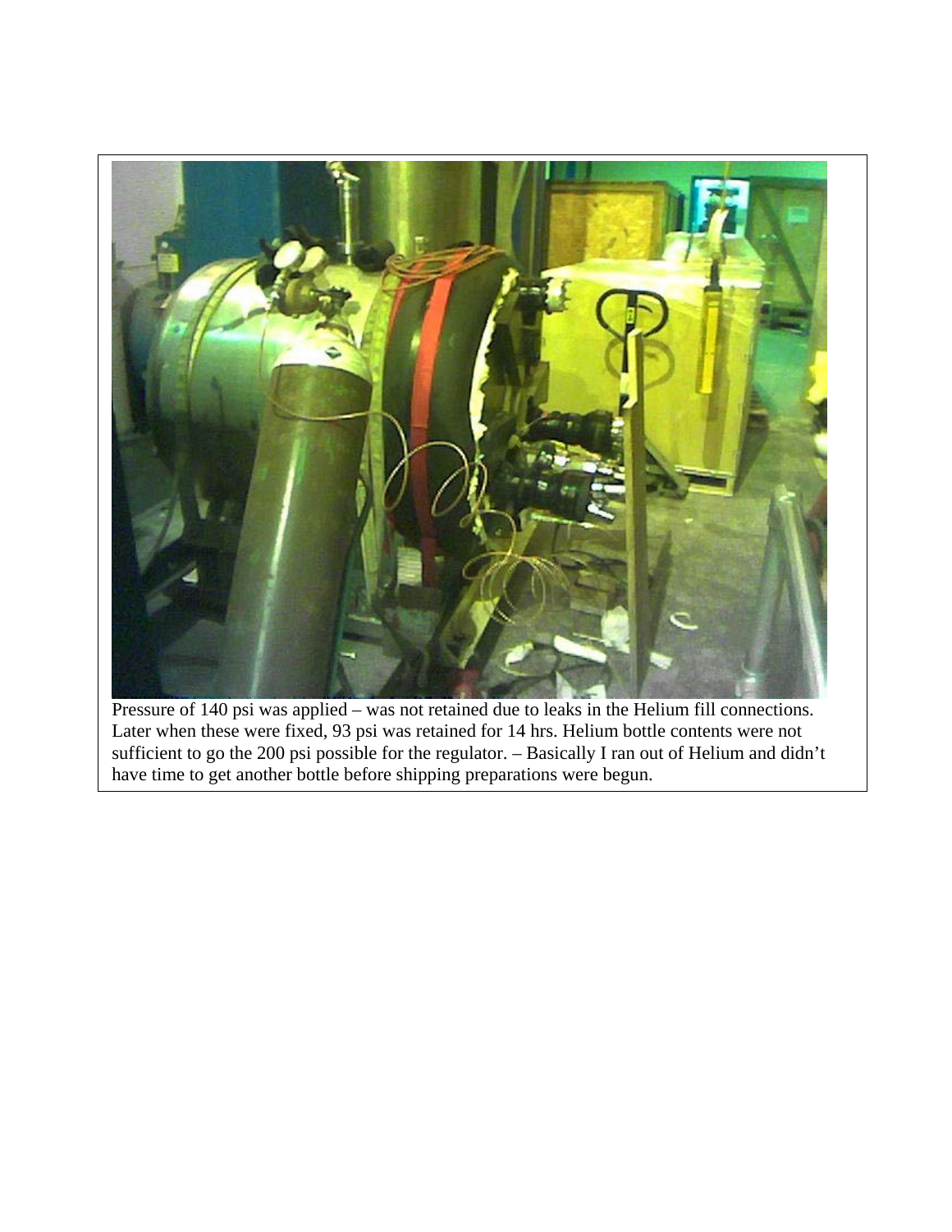Pressure of 140 psi was applied – was not retained due to leaks in the Helium fill connections. Later when these were fixed, 93 psi was retained for 14 hrs. Helium bottle contents were not sufficient to go the 200 psi possible for the regulator. – Basically I ran out of Helium and didn’t have time to get another bottle before shipping preparations were begun.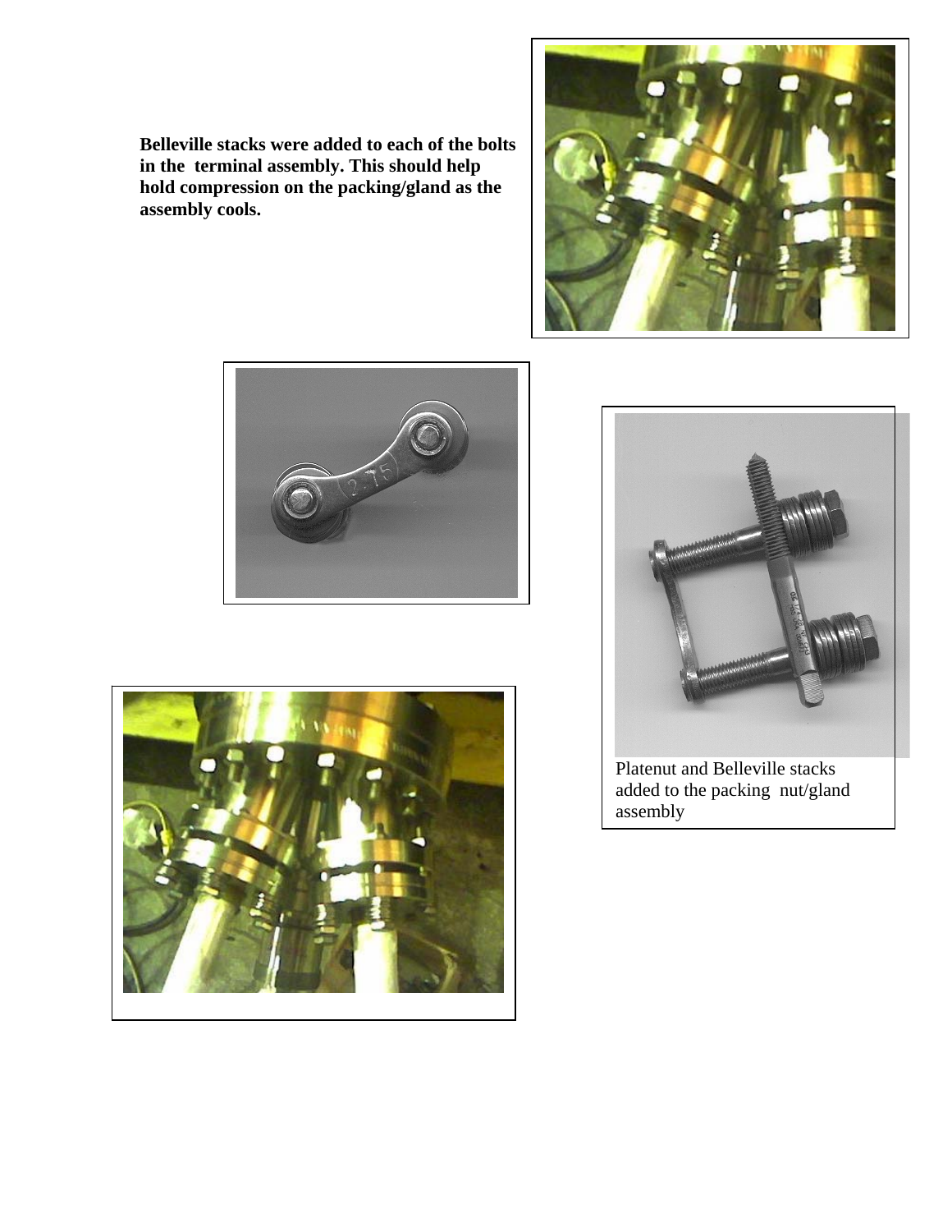**Belleville stacks were added to each of the bolts in the terminal assembly. This should help hold compression on the packing/gland as the assembly cools.**

Platenut and Belleville stacks added to the packing nut/gland assembly